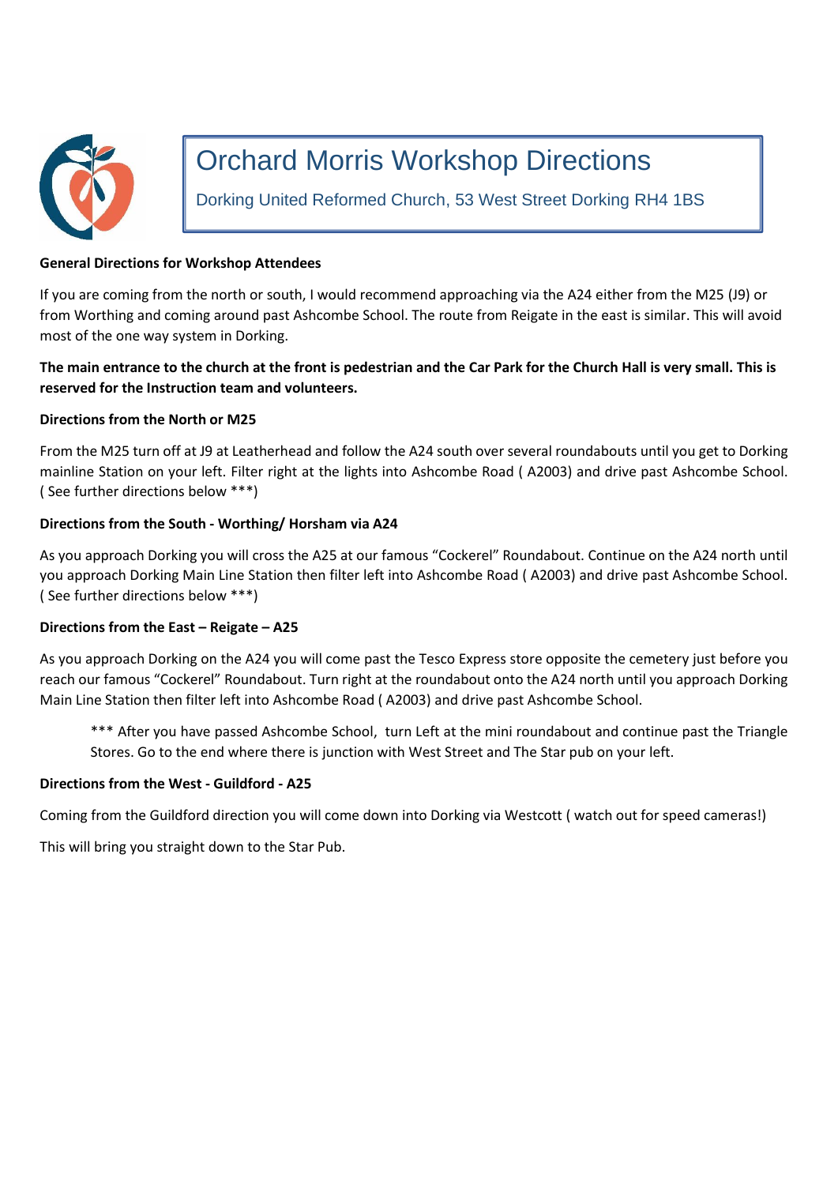# Orchard Morris Workshop Directions

Dorking United Reformed Church, 53 West Street Dorking RH4 1BS

**General Directions for Workshop Attendees**

If you are coming from the north or south, I would recommend approaching via the A24 either from the M25 (J9) or from Worthing and coming around past Ashcombe School. The route from Reigate in the east is similar. This will avoid most of the one way system in Dorking.

**The main entrance to the church at the front is pedestrian and the Car Park for the Church Hall is very small. This is reserved for the Instruction team and volunteers.**

**Directions from the North or M25**

From the M25 turn off at J9 at Leatherhead and follow the A24 south over several roundabouts until you get to Dorking mainline Station on your left. Filter right at the lights into Ashcombe Road ( A2003) and drive past Ashcombe School. ( See further directions below ***)

**Directions from the South - Worthing/ Horsham via A24**

As you approach Dorking you will cross the A25 at our famous "Cockerel" Roundabout. Continue on the A24 north until you approach Dorking Main Line Station then filter left into Ashcombe Road ( A2003) and drive past Ashcombe School. ( See further directions below ***)

**Directions from the East – Reigate – A25**

As you approach Dorking on the A24 you will come past the Tesco Express store opposite the cemetery just before you reach our famous "Cockerel" Roundabout. Turn right at the roundabout onto the A24 north until you approach Dorking Main Line Station then filter left into Ashcombe Road ( A2003) and drive past Ashcombe School.

> *** After you have passed Ashcombe School, turn Left at the mini roundabout and continue past the Triangle Stores. Go to the end where there is junction with West Street and The Star pub on your left.

**Directions from the West - Guildford - A25**

Coming from the Guildford direction you will come down into Dorking via Westcott ( watch out for speed cameras!)

This will bring you straight down to the Star Pub.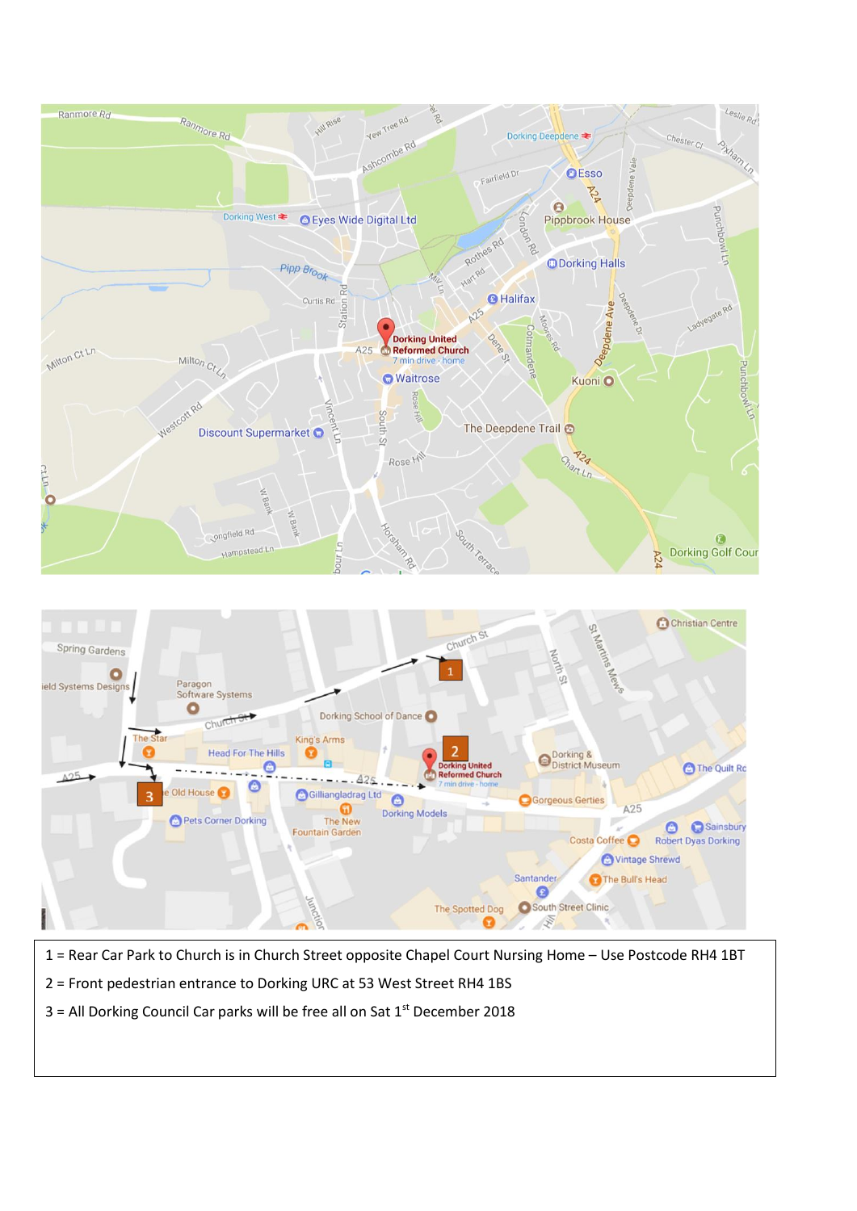1 = Rear Car Park to Church is in Church Street opposite Chapel Court Nursing Home – Use Postcode RH4 1BT

2 = Front pedestrian entrance to Dorking URC at 53 West Street RH4 1BS

3 = All Dorking Council Car parks will be free all on Sat 1st December 2018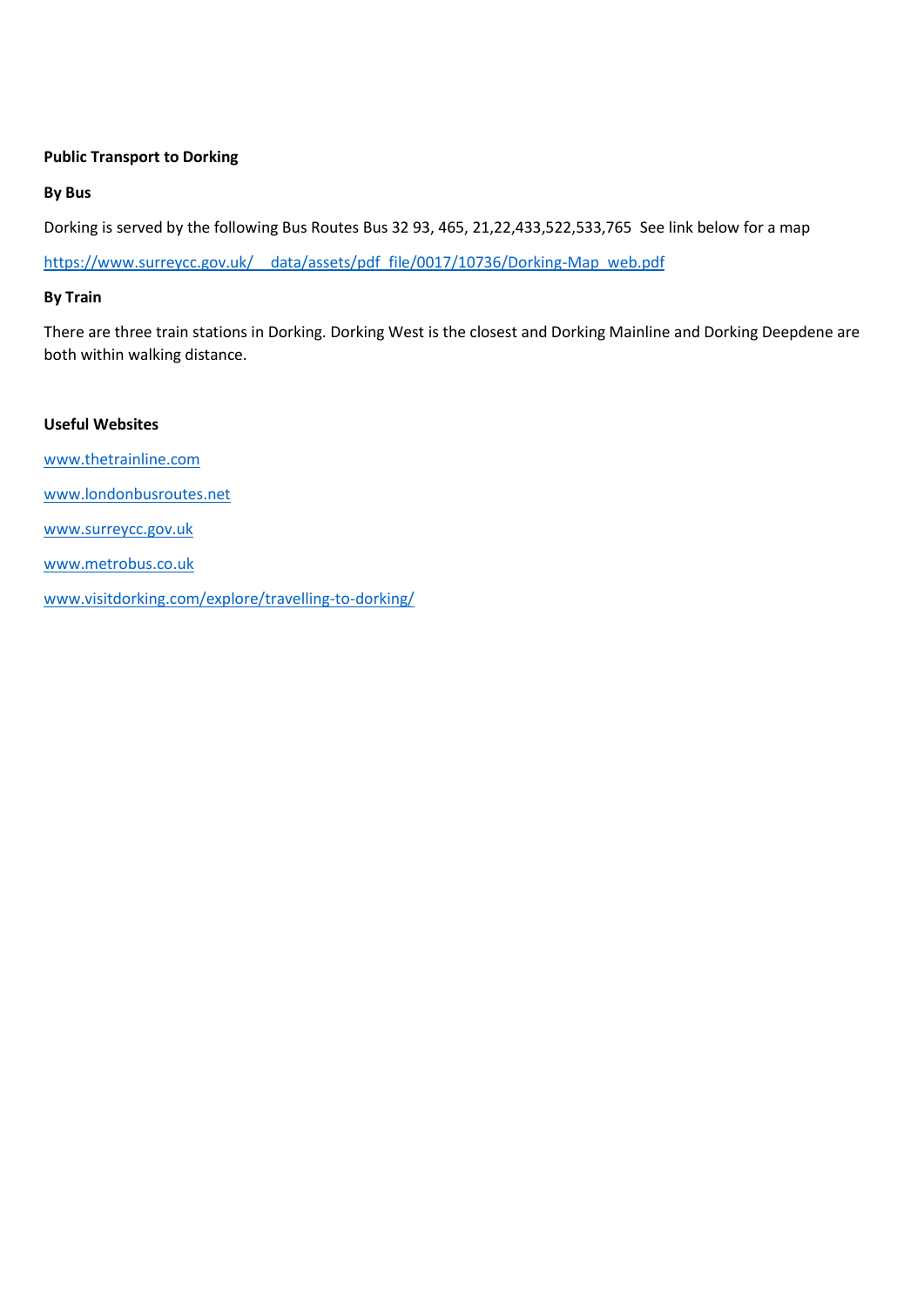**Public Transport to Dorking**

**By Bus**

Dorking is served by the following Bus Routes Bus 32 93, 465, 21,22,433,522,533,765  See link below for a map

https://www.surreycc.gov.uk/__data/assets/pdf_file/0017/10736/Dorking-Map_web.pdf

**By Train**

There are three train stations in Dorking. Dorking West is the closest and Dorking Mainline and Dorking Deepdene are both within walking distance.

**Useful Websites**

www.thetrainline.com

www.londonbusroutes.net

www.surreycc.gov.uk

www.metrobus.co.uk

www.visitdorking.com/explore/travelling-to-dorking/